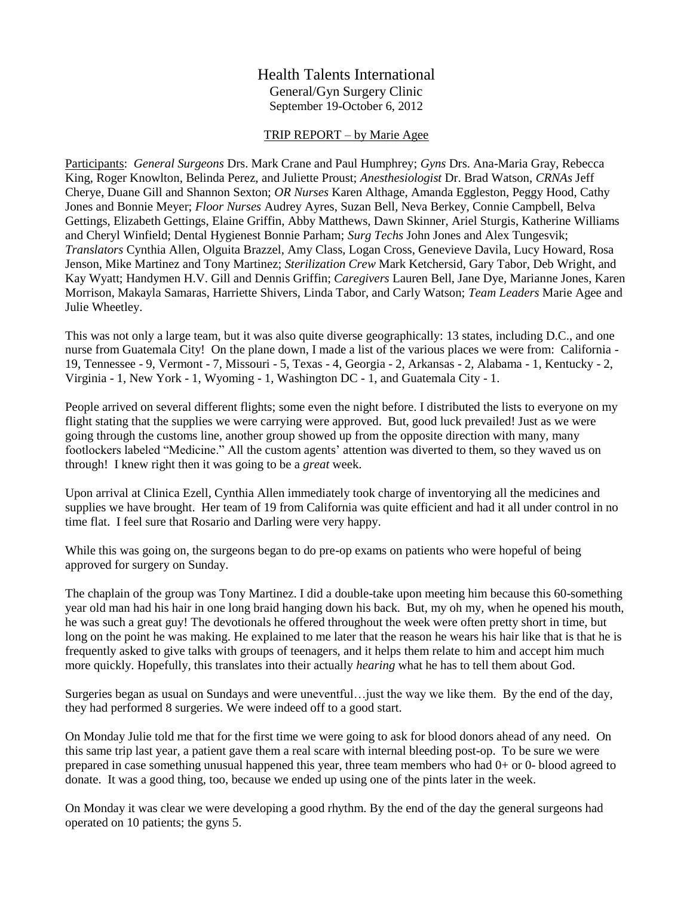# Health Talents International

General/Gyn Surgery Clinic
September 19-October 6, 2012

<u>TRIP REPORT – by Marie Agee</u>

<u>Participants</u>: *General Surgeons* Drs. Mark Crane and Paul Humphrey; *Gyns* Drs. Ana-Maria Gray, Rebecca King, Roger Knowlton, Belinda Perez, and Juliette Proust; *Anesthesiologist* Dr. Brad Watson, *CRNAs* Jeff Cherye, Duane Gill and Shannon Sexton; *OR Nurses* Karen Althage, Amanda Eggleston, Peggy Hood, Cathy Jones and Bonnie Meyer; *Floor Nurses* Audrey Ayres, Suzan Bell, Neva Berkey, Connie Campbell, Belva Gettings, Elizabeth Gettings, Elaine Griffin, Abby Matthews, Dawn Skinner, Ariel Sturgis, Katherine Williams and Cheryl Winfield; Dental Hygienest Bonnie Parham; *Surg Techs* John Jones and Alex Tungesvik; *Translators* Cynthia Allen, Olguita Brazzel, Amy Class, Logan Cross, Genevieve Davila, Lucy Howard, Rosa Jenson, Mike Martinez and Tony Martinez; *Sterilization Crew* Mark Ketchersid, Gary Tabor, Deb Wright, and Kay Wyatt; Handymen H.V. Gill and Dennis Griffin; *Caregivers* Lauren Bell, Jane Dye, Marianne Jones, Karen Morrison, Makayla Samaras, Harriette Shivers, Linda Tabor, and Carly Watson; *Team Leaders* Marie Agee and Julie Wheetley.

This was not only a large team, but it was also quite diverse geographically: 13 states, including D.C., and one nurse from Guatemala City! On the plane down, I made a list of the various places we were from: California - 19, Tennessee - 9, Vermont - 7, Missouri - 5, Texas - 4, Georgia - 2, Arkansas - 2, Alabama - 1, Kentucky - 2, Virginia - 1, New York - 1, Wyoming - 1, Washington DC - 1, and Guatemala City - 1.

People arrived on several different flights; some even the night before. I distributed the lists to everyone on my flight stating that the supplies we were carrying were approved. But, good luck prevailed! Just as we were going through the customs line, another group showed up from the opposite direction with many, many footlockers labeled "Medicine." All the custom agents' attention was diverted to them, so they waved us on through! I knew right then it was going to be a *great* week.

Upon arrival at Clinica Ezell, Cynthia Allen immediately took charge of inventorying all the medicines and supplies we have brought. Her team of 19 from California was quite efficient and had it all under control in no time flat. I feel sure that Rosario and Darling were very happy.

While this was going on, the surgeons began to do pre-op exams on patients who were hopeful of being approved for surgery on Sunday.

The chaplain of the group was Tony Martinez. I did a double-take upon meeting him because this 60-something year old man had his hair in one long braid hanging down his back. But, my oh my, when he opened his mouth, he was such a great guy! The devotionals he offered throughout the week were often pretty short in time, but long on the point he was making. He explained to me later that the reason he wears his hair like that is that he is frequently asked to give talks with groups of teenagers, and it helps them relate to him and accept him much more quickly. Hopefully, this translates into their actually *hearing* what he has to tell them about God.

Surgeries began as usual on Sundays and were uneventful…just the way we like them. By the end of the day, they had performed 8 surgeries. We were indeed off to a good start.

On Monday Julie told me that for the first time we were going to ask for blood donors ahead of any need. On this same trip last year, a patient gave them a real scare with internal bleeding post-op. To be sure we were prepared in case something unusual happened this year, three team members who had 0+ or 0- blood agreed to donate. It was a good thing, too, because we ended up using one of the pints later in the week.

On Monday it was clear we were developing a good rhythm. By the end of the day the general surgeons had operated on 10 patients; the gyns 5.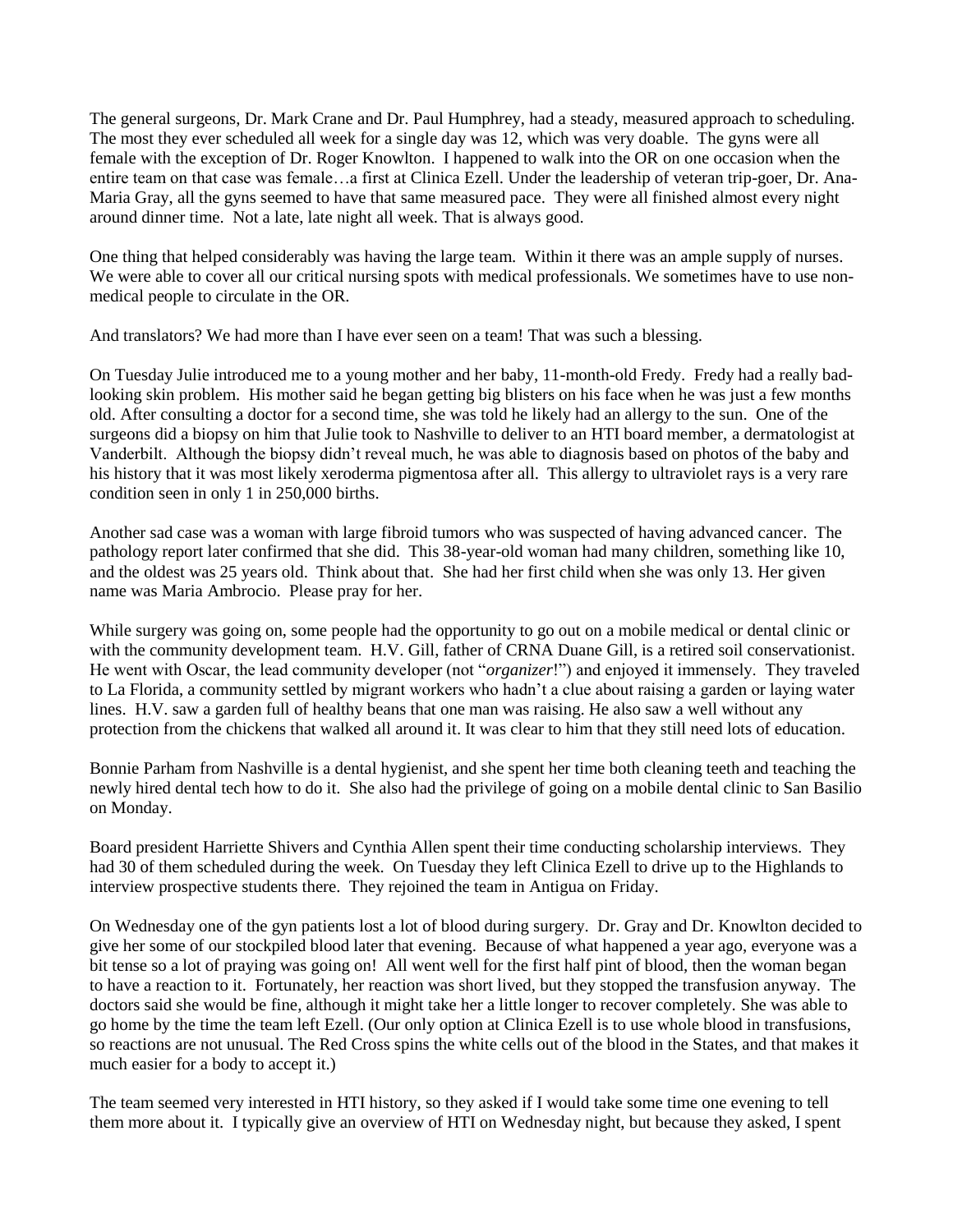The general surgeons, Dr. Mark Crane and Dr. Paul Humphrey, had a steady, measured approach to scheduling. The most they ever scheduled all week for a single day was 12, which was very doable. The gyns were all female with the exception of Dr. Roger Knowlton. I happened to walk into the OR on one occasion when the entire team on that case was female…a first at Clinica Ezell. Under the leadership of veteran trip-goer, Dr. Ana-Maria Gray, all the gyns seemed to have that same measured pace. They were all finished almost every night around dinner time. Not a late, late night all week. That is always good.

One thing that helped considerably was having the large team. Within it there was an ample supply of nurses. We were able to cover all our critical nursing spots with medical professionals. We sometimes have to use non-medical people to circulate in the OR.

And translators? We had more than I have ever seen on a team! That was such a blessing.

On Tuesday Julie introduced me to a young mother and her baby, 11-month-old Fredy. Fredy had a really bad-looking skin problem. His mother said he began getting big blisters on his face when he was just a few months old. After consulting a doctor for a second time, she was told he likely had an allergy to the sun. One of the surgeons did a biopsy on him that Julie took to Nashville to deliver to an HTI board member, a dermatologist at Vanderbilt. Although the biopsy didn't reveal much, he was able to diagnosis based on photos of the baby and his history that it was most likely xeroderma pigmentosa after all. This allergy to ultraviolet rays is a very rare condition seen in only 1 in 250,000 births.

Another sad case was a woman with large fibroid tumors who was suspected of having advanced cancer. The pathology report later confirmed that she did. This 38-year-old woman had many children, something like 10, and the oldest was 25 years old. Think about that. She had her first child when she was only 13. Her given name was Maria Ambrocio. Please pray for her.

While surgery was going on, some people had the opportunity to go out on a mobile medical or dental clinic or with the community development team. H.V. Gill, father of CRNA Duane Gill, is a retired soil conservationist. He went with Oscar, the lead community developer (not "*organizer*!") and enjoyed it immensely. They traveled to La Florida, a community settled by migrant workers who hadn't a clue about raising a garden or laying water lines. H.V. saw a garden full of healthy beans that one man was raising. He also saw a well without any protection from the chickens that walked all around it. It was clear to him that they still need lots of education.

Bonnie Parham from Nashville is a dental hygienist, and she spent her time both cleaning teeth and teaching the newly hired dental tech how to do it. She also had the privilege of going on a mobile dental clinic to San Basilio on Monday.

Board president Harriette Shivers and Cynthia Allen spent their time conducting scholarship interviews. They had 30 of them scheduled during the week. On Tuesday they left Clinica Ezell to drive up to the Highlands to interview prospective students there. They rejoined the team in Antigua on Friday.

On Wednesday one of the gyn patients lost a lot of blood during surgery. Dr. Gray and Dr. Knowlton decided to give her some of our stockpiled blood later that evening. Because of what happened a year ago, everyone was a bit tense so a lot of praying was going on! All went well for the first half pint of blood, then the woman began to have a reaction to it. Fortunately, her reaction was short lived, but they stopped the transfusion anyway. The doctors said she would be fine, although it might take her a little longer to recover completely. She was able to go home by the time the team left Ezell. (Our only option at Clinica Ezell is to use whole blood in transfusions, so reactions are not unusual. The Red Cross spins the white cells out of the blood in the States, and that makes it much easier for a body to accept it.)

The team seemed very interested in HTI history, so they asked if I would take some time one evening to tell them more about it. I typically give an overview of HTI on Wednesday night, but because they asked, I spent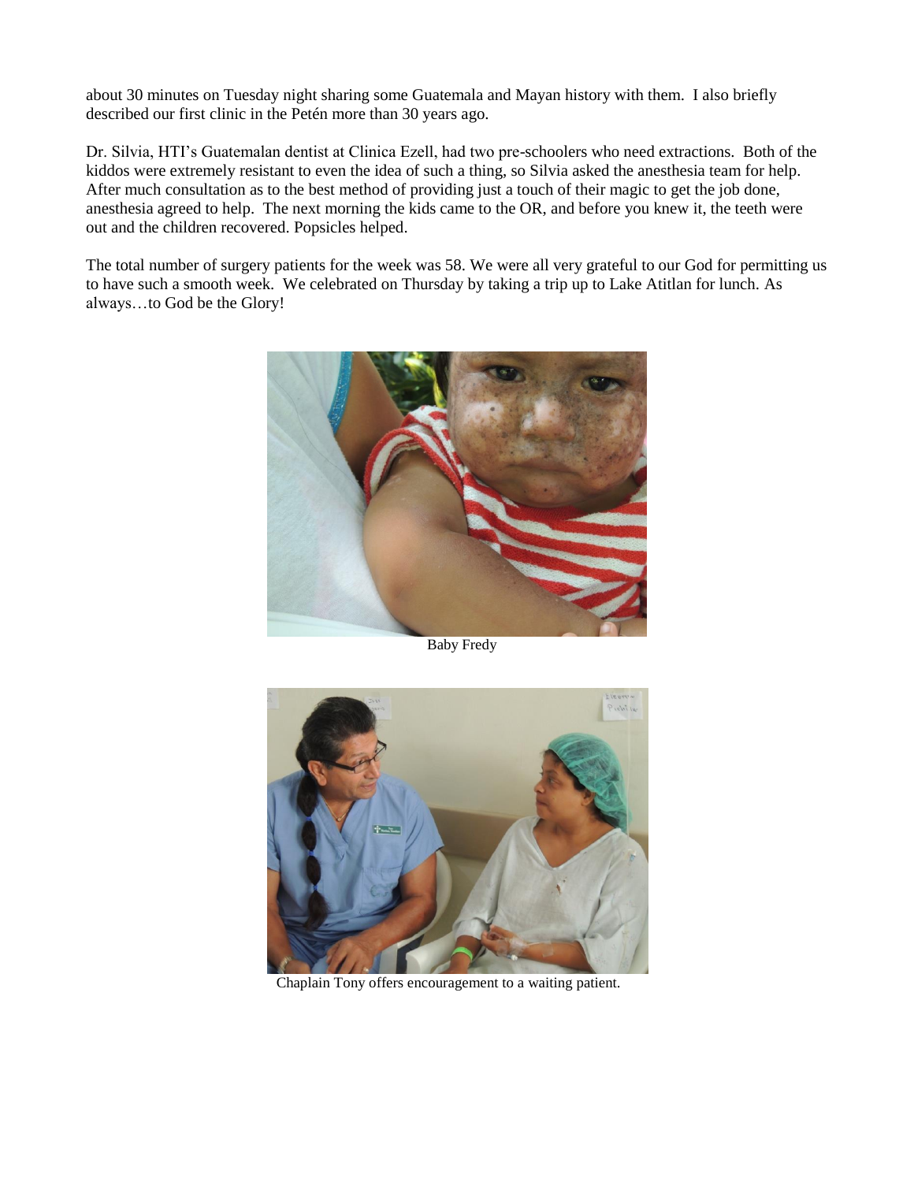about 30 minutes on Tuesday night sharing some Guatemala and Mayan history with them. I also briefly described our first clinic in the Petén more than 30 years ago.

Dr. Silvia, HTI's Guatemalan dentist at Clinica Ezell, had two pre-schoolers who need extractions. Both of the kiddos were extremely resistant to even the idea of such a thing, so Silvia asked the anesthesia team for help. After much consultation as to the best method of providing just a touch of their magic to get the job done, anesthesia agreed to help. The next morning the kids came to the OR, and before you knew it, the teeth were out and the children recovered. Popsicles helped.

The total number of surgery patients for the week was 58. We were all very grateful to our God for permitting us to have such a smooth week. We celebrated on Thursday by taking a trip up to Lake Atitlan for lunch. As always…to God be the Glory!

Baby Fredy

Chaplain Tony offers encouragement to a waiting patient.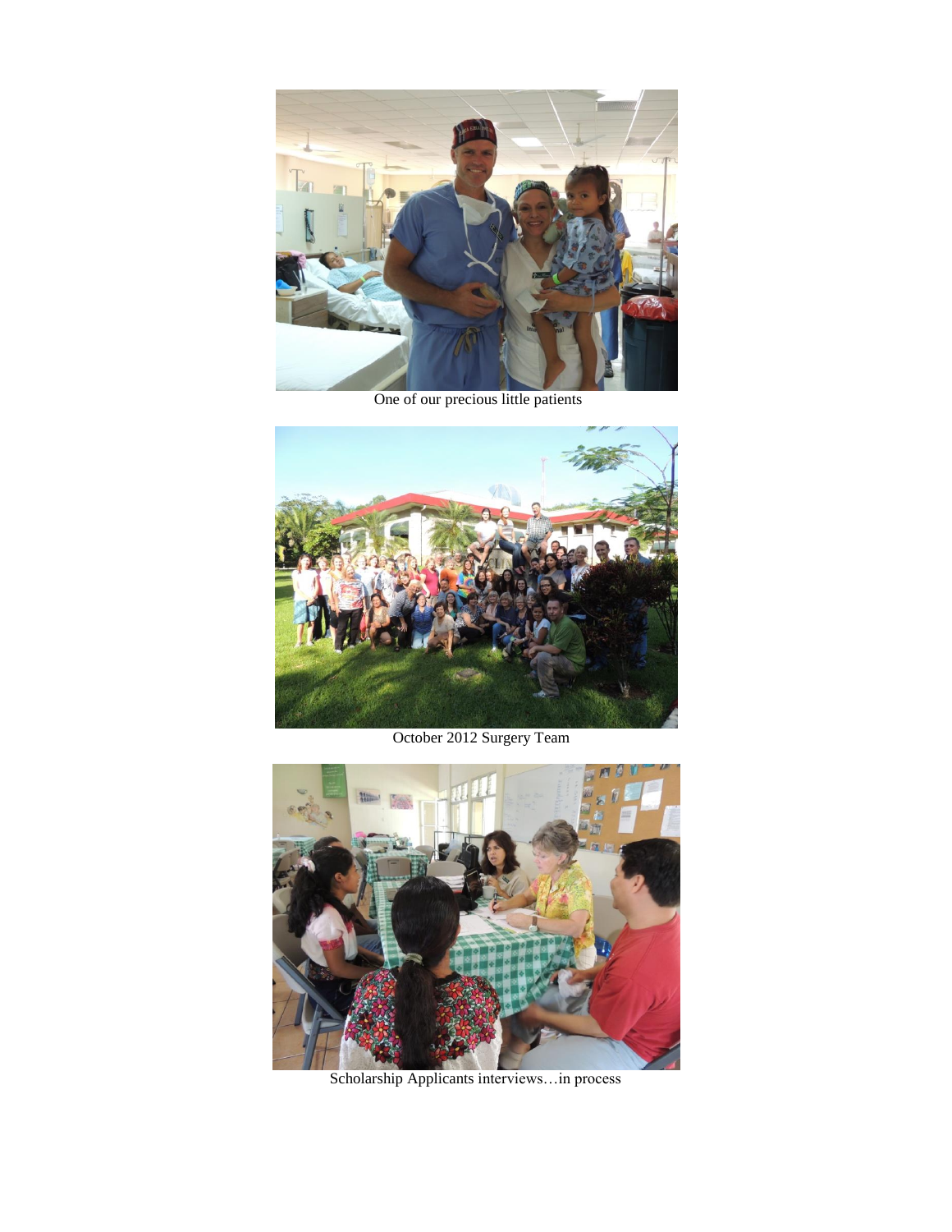One of our precious little patients

October 2012 Surgery Team

Scholarship Applicants interviews…in process